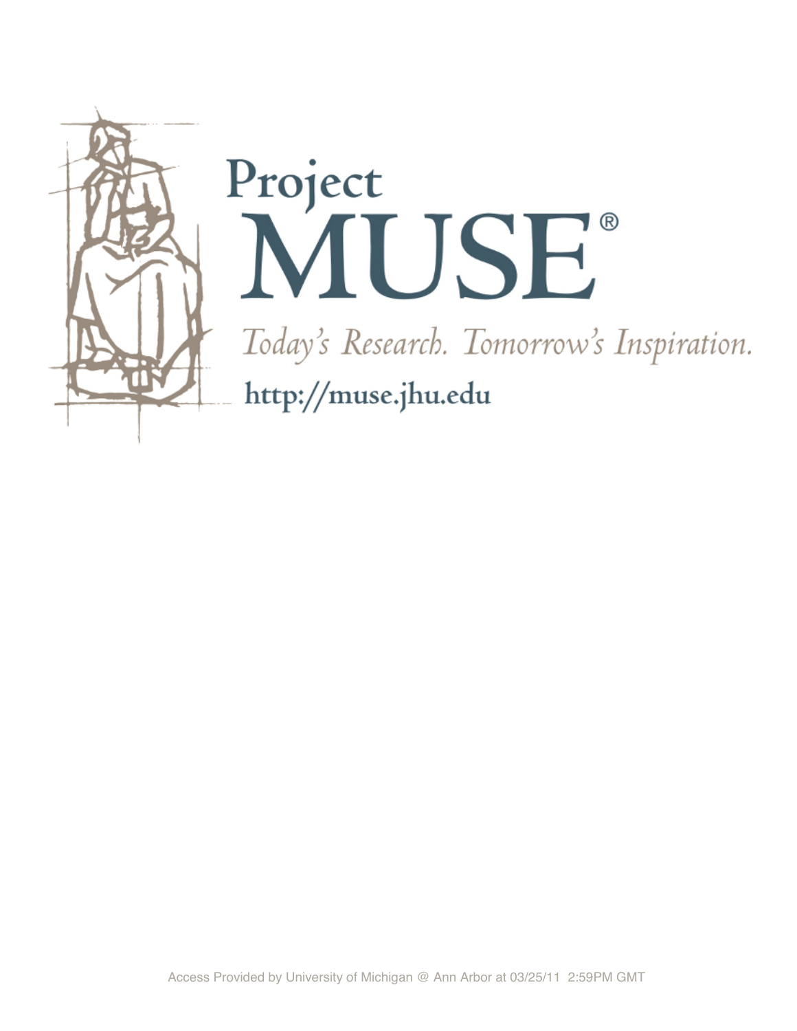Project

# MUSE®

*Today's Research. Tomorrow's Inspiration.*

http://muse.jhu.edu

Access Provided by University of Michigan @ Ann Arbor at 03/25/11 2:59PM GMT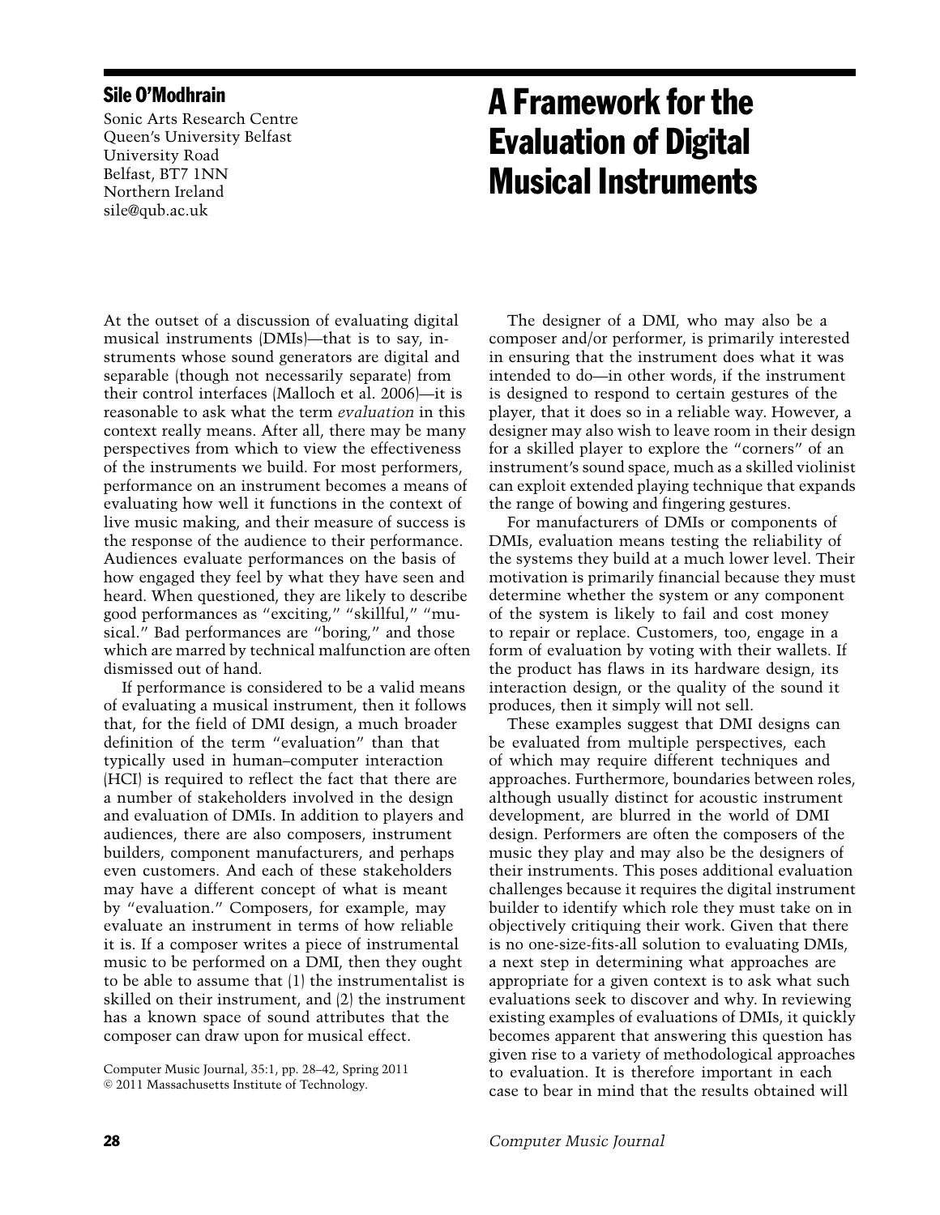# A Framework for the Evaluation of Digital Musical Instruments

**Sile O'Modhrain**

Sonic Arts Research Centre
Queen's University Belfast
University Road
Belfast, BT7 1NN
Northern Ireland
sile@qub.ac.uk

At the outset of a discussion of evaluating digital musical instruments (DMIs)—that is to say, instruments whose sound generators are digital and separable (though not necessarily separate) from their control interfaces (Malloch et al. 2006)—it is reasonable to ask what the term *evaluation* in this context really means. After all, there may be many perspectives from which to view the effectiveness of the instruments we build. For most performers, performance on an instrument becomes a means of evaluating how well it functions in the context of live music making, and their measure of success is the response of the audience to their performance. Audiences evaluate performances on the basis of how engaged they feel by what they have seen and heard. When questioned, they are likely to describe good performances as "exciting," "skillful," "musical." Bad performances are "boring," and those which are marred by technical malfunction are often dismissed out of hand.

If performance is considered to be a valid means of evaluating a musical instrument, then it follows that, for the field of DMI design, a much broader definition of the term "evaluation" than that typically used in human–computer interaction (HCI) is required to reflect the fact that there are a number of stakeholders involved in the design and evaluation of DMIs. In addition to players and audiences, there are also composers, instrument builders, component manufacturers, and perhaps even customers. And each of these stakeholders may have a different concept of what is meant by "evaluation." Composers, for example, may evaluate an instrument in terms of how reliable it is. If a composer writes a piece of instrumental music to be performed on a DMI, then they ought to be able to assume that (1) the instrumentalist is skilled on their instrument, and (2) the instrument has a known space of sound attributes that the composer can draw upon for musical effect.

Computer Music Journal, 35:1, pp. 28–42, Spring 2011
© 2011 Massachusetts Institute of Technology.

The designer of a DMI, who may also be a composer and/or performer, is primarily interested in ensuring that the instrument does what it was intended to do—in other words, if the instrument is designed to respond to certain gestures of the player, that it does so in a reliable way. However, a designer may also wish to leave room in their design for a skilled player to explore the "corners" of an instrument's sound space, much as a skilled violinist can exploit extended playing technique that expands the range of bowing and fingering gestures.

For manufacturers of DMIs or components of DMIs, evaluation means testing the reliability of the systems they build at a much lower level. Their motivation is primarily financial because they must determine whether the system or any component of the system is likely to fail and cost money to repair or replace. Customers, too, engage in a form of evaluation by voting with their wallets. If the product has flaws in its hardware design, its interaction design, or the quality of the sound it produces, then it simply will not sell.

These examples suggest that DMI designs can be evaluated from multiple perspectives, each of which may require different techniques and approaches. Furthermore, boundaries between roles, although usually distinct for acoustic instrument development, are blurred in the world of DMI design. Performers are often the composers of the music they play and may also be the designers of their instruments. This poses additional evaluation challenges because it requires the digital instrument builder to identify which role they must take on in objectively critiquing their work. Given that there is no one-size-fits-all solution to evaluating DMIs, a next step in determining what approaches are appropriate for a given context is to ask what such evaluations seek to discover and why. In reviewing existing examples of evaluations of DMIs, it quickly becomes apparent that answering this question has given rise to a variety of methodological approaches to evaluation. It is therefore important in each case to bear in mind that the results obtained will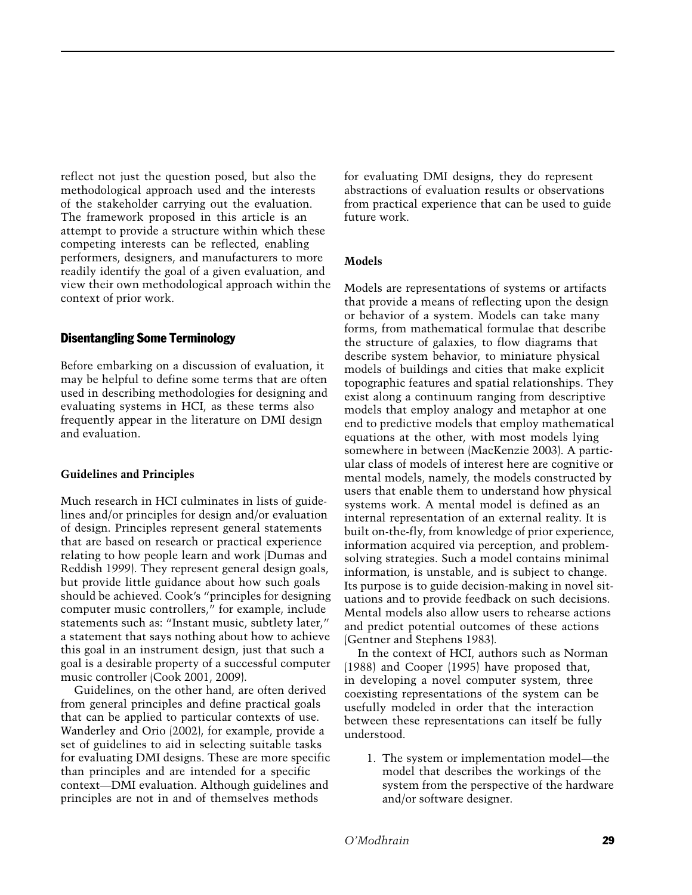reflect not just the question posed, but also the methodological approach used and the interests of the stakeholder carrying out the evaluation. The framework proposed in this article is an attempt to provide a structure within which these competing interests can be reflected, enabling performers, designers, and manufacturers to more readily identify the goal of a given evaluation, and view their own methodological approach within the context of prior work.

## Disentangling Some Terminology

Before embarking on a discussion of evaluation, it may be helpful to define some terms that are often used in describing methodologies for designing and evaluating systems in HCI, as these terms also frequently appear in the literature on DMI design and evaluation.

### Guidelines and Principles

Much research in HCI culminates in lists of guidelines and/or principles for design and/or evaluation of design. Principles represent general statements that are based on research or practical experience relating to how people learn and work (Dumas and Reddish 1999). They represent general design goals, but provide little guidance about how such goals should be achieved. Cook's "principles for designing computer music controllers," for example, include statements such as: "Instant music, subtlety later," a statement that says nothing about how to achieve this goal in an instrument design, just that such a goal is a desirable property of a successful computer music controller (Cook 2001, 2009).

Guidelines, on the other hand, are often derived from general principles and define practical goals that can be applied to particular contexts of use. Wanderley and Orio (2002), for example, provide a set of guidelines to aid in selecting suitable tasks for evaluating DMI designs. These are more specific than principles and are intended for a specific context—DMI evaluation. Although guidelines and principles are not in and of themselves methods for evaluating DMI designs, they do represent abstractions of evaluation results or observations from practical experience that can be used to guide future work.

### Models

Models are representations of systems or artifacts that provide a means of reflecting upon the design or behavior of a system. Models can take many forms, from mathematical formulae that describe the structure of galaxies, to flow diagrams that describe system behavior, to miniature physical models of buildings and cities that make explicit topographic features and spatial relationships. They exist along a continuum ranging from descriptive models that employ analogy and metaphor at one end to predictive models that employ mathematical equations at the other, with most models lying somewhere in between (MacKenzie 2003). A particular class of models of interest here are cognitive or mental models, namely, the models constructed by users that enable them to understand how physical systems work. A mental model is defined as an internal representation of an external reality. It is built on-the-fly, from knowledge of prior experience, information acquired via perception, and problem-solving strategies. Such a model contains minimal information, is unstable, and is subject to change. Its purpose is to guide decision-making in novel situations and to provide feedback on such decisions. Mental models also allow users to rehearse actions and predict potential outcomes of these actions (Gentner and Stephens 1983).

In the context of HCI, authors such as Norman (1988) and Cooper (1995) have proposed that, in developing a novel computer system, three coexisting representations of the system can be usefully modeled in order that the interaction between these representations can itself be fully understood.

1. The system or implementation model—the model that describes the workings of the system from the perspective of the hardware and/or software designer.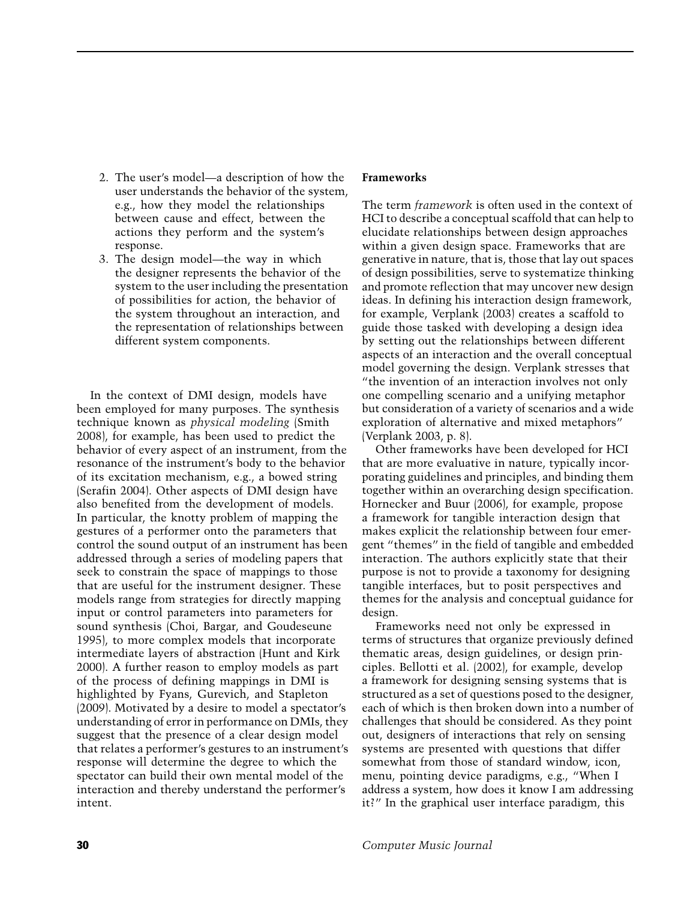2. The user's model—a description of how the user understands the behavior of the system, e.g., how they model the relationships between cause and effect, between the actions they perform and the system's response.
3. The design model—the way in which the designer represents the behavior of the system to the user including the presentation of possibilities for action, the behavior of the system throughout an interaction, and the representation of relationships between different system components.

In the context of DMI design, models have been employed for many purposes. The synthesis technique known as *physical modeling* (Smith 2008), for example, has been used to predict the behavior of every aspect of an instrument, from the resonance of the instrument's body to the behavior of its excitation mechanism, e.g., a bowed string (Serafin 2004). Other aspects of DMI design have also benefited from the development of models. In particular, the knotty problem of mapping the gestures of a performer onto the parameters that control the sound output of an instrument has been addressed through a series of modeling papers that seek to constrain the space of mappings to those that are useful for the instrument designer. These models range from strategies for directly mapping input or control parameters into parameters for sound synthesis (Choi, Bargar, and Goudeseune 1995), to more complex models that incorporate intermediate layers of abstraction (Hunt and Kirk 2000). A further reason to employ models as part of the process of defining mappings in DMI is highlighted by Fyans, Gurevich, and Stapleton (2009). Motivated by a desire to model a spectator's understanding of error in performance on DMIs, they suggest that the presence of a clear design model that relates a performer's gestures to an instrument's response will determine the degree to which the spectator can build their own mental model of the interaction and thereby understand the performer's intent.

### Frameworks

The term *framework* is often used in the context of HCI to describe a conceptual scaffold that can help to elucidate relationships between design approaches within a given design space. Frameworks that are generative in nature, that is, those that lay out spaces of design possibilities, serve to systematize thinking and promote reflection that may uncover new design ideas. In defining his interaction design framework, for example, Verplank (2003) creates a scaffold to guide those tasked with developing a design idea by setting out the relationships between different aspects of an interaction and the overall conceptual model governing the design. Verplank stresses that "the invention of an interaction involves not only one compelling scenario and a unifying metaphor but consideration of a variety of scenarios and a wide exploration of alternative and mixed metaphors" (Verplank 2003, p. 8).

Other frameworks have been developed for HCI that are more evaluative in nature, typically incorporating guidelines and principles, and binding them together within an overarching design specification. Hornecker and Buur (2006), for example, propose a framework for tangible interaction design that makes explicit the relationship between four emergent "themes" in the field of tangible and embedded interaction. The authors explicitly state that their purpose is not to provide a taxonomy for designing tangible interfaces, but to posit perspectives and themes for the analysis and conceptual guidance for design.

Frameworks need not only be expressed in terms of structures that organize previously defined thematic areas, design guidelines, or design principles. Bellotti et al. (2002), for example, develop a framework for designing sensing systems that is structured as a set of questions posed to the designer, each of which is then broken down into a number of challenges that should be considered. As they point out, designers of interactions that rely on sensing systems are presented with questions that differ somewhat from those of standard window, icon, menu, pointing device paradigms, e.g., "When I address a system, how does it know I am addressing it?" In the graphical user interface paradigm, this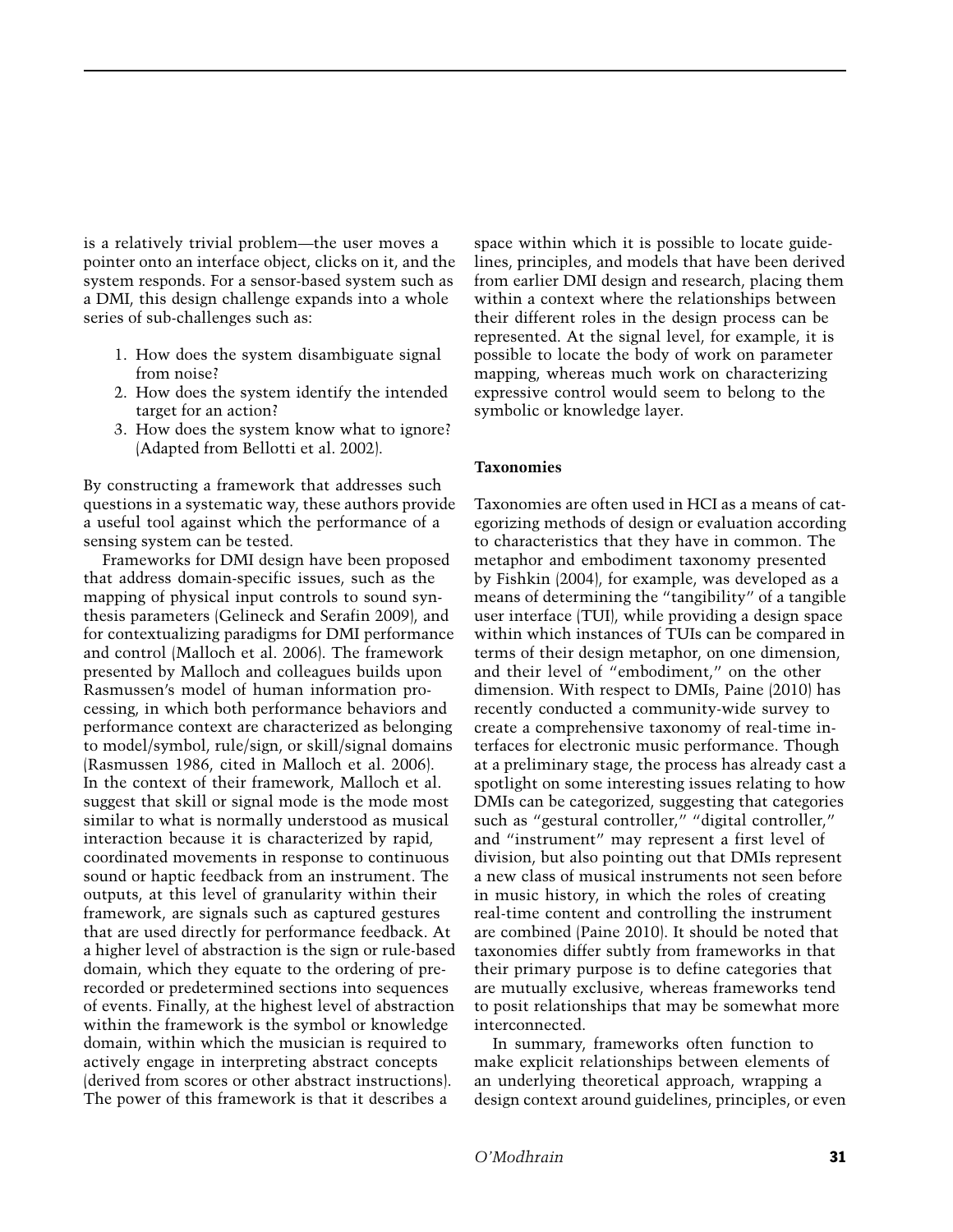is a relatively trivial problem—the user moves a pointer onto an interface object, clicks on it, and the system responds. For a sensor-based system such as a DMI, this design challenge expands into a whole series of sub-challenges such as:

1. How does the system disambiguate signal from noise?
2. How does the system identify the intended target for an action?
3. How does the system know what to ignore? (Adapted from Bellotti et al. 2002).

By constructing a framework that addresses such questions in a systematic way, these authors provide a useful tool against which the performance of a sensing system can be tested.

Frameworks for DMI design have been proposed that address domain-specific issues, such as the mapping of physical input controls to sound synthesis parameters (Gelineck and Serafin 2009), and for contextualizing paradigms for DMI performance and control (Malloch et al. 2006). The framework presented by Malloch and colleagues builds upon Rasmussen's model of human information processing, in which both performance behaviors and performance context are characterized as belonging to model/symbol, rule/sign, or skill/signal domains (Rasmussen 1986, cited in Malloch et al. 2006). In the context of their framework, Malloch et al. suggest that skill or signal mode is the mode most similar to what is normally understood as musical interaction because it is characterized by rapid, coordinated movements in response to continuous sound or haptic feedback from an instrument. The outputs, at this level of granularity within their framework, are signals such as captured gestures that are used directly for performance feedback. At a higher level of abstraction is the sign or rule-based domain, which they equate to the ordering of prerecorded or predetermined sections into sequences of events. Finally, at the highest level of abstraction within the framework is the symbol or knowledge domain, within which the musician is required to actively engage in interpreting abstract concepts (derived from scores or other abstract instructions). The power of this framework is that it describes a space within which it is possible to locate guidelines, principles, and models that have been derived from earlier DMI design and research, placing them within a context where the relationships between their different roles in the design process can be represented. At the signal level, for example, it is possible to locate the body of work on parameter mapping, whereas much work on characterizing expressive control would seem to belong to the symbolic or knowledge layer.

### Taxonomies

Taxonomies are often used in HCI as a means of categorizing methods of design or evaluation according to characteristics that they have in common. The metaphor and embodiment taxonomy presented by Fishkin (2004), for example, was developed as a means of determining the "tangibility" of a tangible user interface (TUI), while providing a design space within which instances of TUIs can be compared in terms of their design metaphor, on one dimension, and their level of "embodiment," on the other dimension. With respect to DMIs, Paine (2010) has recently conducted a community-wide survey to create a comprehensive taxonomy of real-time interfaces for electronic music performance. Though at a preliminary stage, the process has already cast a spotlight on some interesting issues relating to how DMIs can be categorized, suggesting that categories such as "gestural controller," "digital controller," and "instrument" may represent a first level of division, but also pointing out that DMIs represent a new class of musical instruments not seen before in music history, in which the roles of creating real-time content and controlling the instrument are combined (Paine 2010). It should be noted that taxonomies differ subtly from frameworks in that their primary purpose is to define categories that are mutually exclusive, whereas frameworks tend to posit relationships that may be somewhat more interconnected.

In summary, frameworks often function to make explicit relationships between elements of an underlying theoretical approach, wrapping a design context around guidelines, principles, or even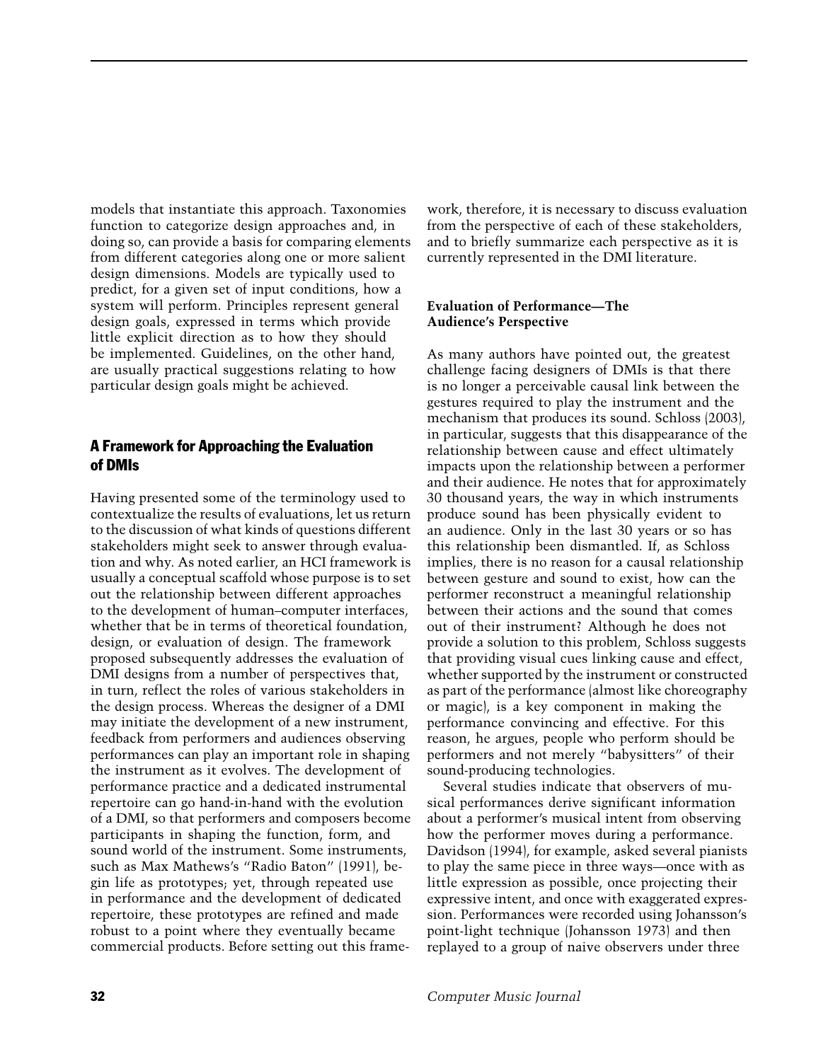models that instantiate this approach. Taxonomies function to categorize design approaches and, in doing so, can provide a basis for comparing elements from different categories along one or more salient design dimensions. Models are typically used to predict, for a given set of input conditions, how a system will perform. Principles represent general design goals, expressed in terms which provide little explicit direction as to how they should be implemented. Guidelines, on the other hand, are usually practical suggestions relating to how particular design goals might be achieved.

## A Framework for Approaching the Evaluation of DMIs

Having presented some of the terminology used to contextualize the results of evaluations, let us return to the discussion of what kinds of questions different stakeholders might seek to answer through evaluation and why. As noted earlier, an HCI framework is usually a conceptual scaffold whose purpose is to set out the relationship between different approaches to the development of human–computer interfaces, whether that be in terms of theoretical foundation, design, or evaluation of design. The framework proposed subsequently addresses the evaluation of DMI designs from a number of perspectives that, in turn, reflect the roles of various stakeholders in the design process. Whereas the designer of a DMI may initiate the development of a new instrument, feedback from performers and audiences observing performances can play an important role in shaping the instrument as it evolves. The development of performance practice and a dedicated instrumental repertoire can go hand-in-hand with the evolution of a DMI, so that performers and composers become participants in shaping the function, form, and sound world of the instrument. Some instruments, such as Max Mathews's "Radio Baton" (1991), begin life as prototypes; yet, through repeated use in performance and the development of dedicated repertoire, these prototypes are refined and made robust to a point where they eventually became commercial products. Before setting out this framework, therefore, it is necessary to discuss evaluation from the perspective of each of these stakeholders, and to briefly summarize each perspective as it is currently represented in the DMI literature.

### Evaluation of Performance—The Audience's Perspective

As many authors have pointed out, the greatest challenge facing designers of DMIs is that there is no longer a perceivable causal link between the gestures required to play the instrument and the mechanism that produces its sound. Schloss (2003), in particular, suggests that this disappearance of the relationship between cause and effect ultimately impacts upon the relationship between a performer and their audience. He notes that for approximately 30 thousand years, the way in which instruments produce sound has been physically evident to an audience. Only in the last 30 years or so has this relationship been dismantled. If, as Schloss implies, there is no reason for a causal relationship between gesture and sound to exist, how can the performer reconstruct a meaningful relationship between their actions and the sound that comes out of their instrument? Although he does not provide a solution to this problem, Schloss suggests that providing visual cues linking cause and effect, whether supported by the instrument or constructed as part of the performance (almost like choreography or magic), is a key component in making the performance convincing and effective. For this reason, he argues, people who perform should be performers and not merely "babysitters" of their sound-producing technologies.

Several studies indicate that observers of musical performances derive significant information about a performer's musical intent from observing how the performer moves during a performance. Davidson (1994), for example, asked several pianists to play the same piece in three ways—once with as little expression as possible, once projecting their expressive intent, and once with exaggerated expression. Performances were recorded using Johansson's point-light technique (Johansson 1973) and then replayed to a group of naive observers under three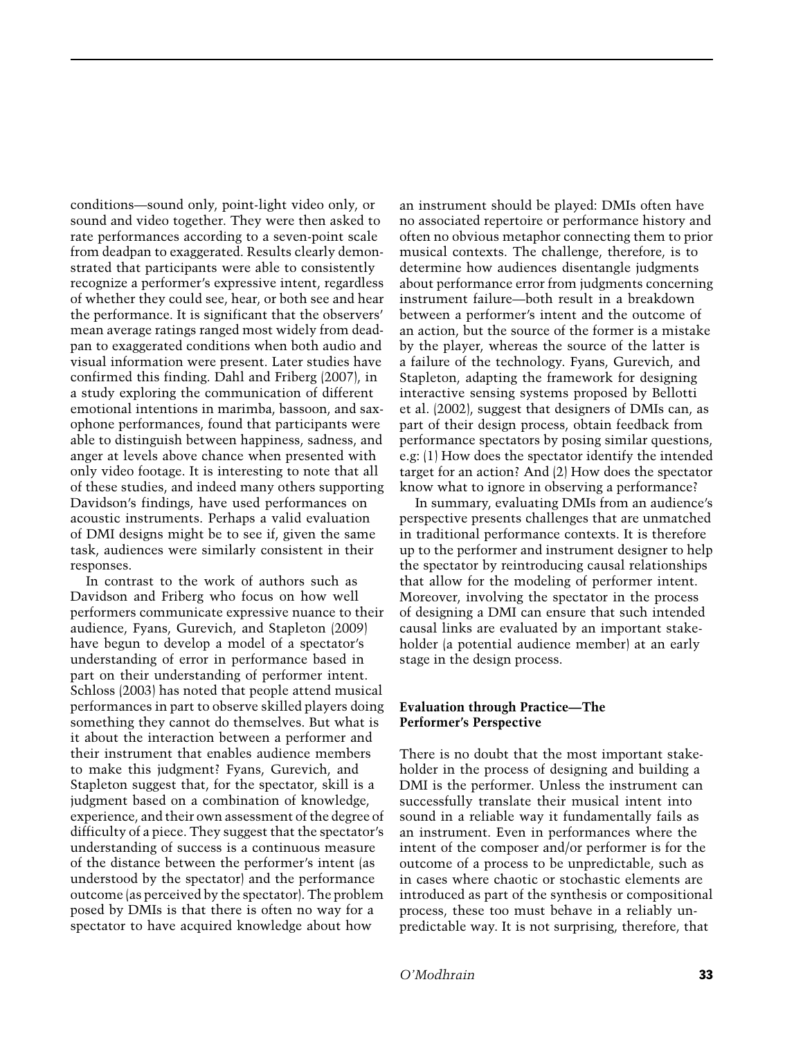conditions—sound only, point-light video only, or sound and video together. They were then asked to rate performances according to a seven-point scale from deadpan to exaggerated. Results clearly demonstrated that participants were able to consistently recognize a performer's expressive intent, regardless of whether they could see, hear, or both see and hear the performance. It is significant that the observers' mean average ratings ranged most widely from deadpan to exaggerated conditions when both audio and visual information were present. Later studies have confirmed this finding. Dahl and Friberg (2007), in a study exploring the communication of different emotional intentions in marimba, bassoon, and saxophone performances, found that participants were able to distinguish between happiness, sadness, and anger at levels above chance when presented with only video footage. It is interesting to note that all of these studies, and indeed many others supporting Davidson's findings, have used performances on acoustic instruments. Perhaps a valid evaluation of DMI designs might be to see if, given the same task, audiences were similarly consistent in their responses.

In contrast to the work of authors such as Davidson and Friberg who focus on how well performers communicate expressive nuance to their audience, Fyans, Gurevich, and Stapleton (2009) have begun to develop a model of a spectator's understanding of error in performance based in part on their understanding of performer intent. Schloss (2003) has noted that people attend musical performances in part to observe skilled players doing something they cannot do themselves. But what is it about the interaction between a performer and their instrument that enables audience members to make this judgment? Fyans, Gurevich, and Stapleton suggest that, for the spectator, skill is a judgment based on a combination of knowledge, experience, and their own assessment of the degree of difficulty of a piece. They suggest that the spectator's understanding of success is a continuous measure of the distance between the performer's intent (as understood by the spectator) and the performance outcome (as perceived by the spectator). The problem posed by DMIs is that there is often no way for a spectator to have acquired knowledge about how an instrument should be played: DMIs often have no associated repertoire or performance history and often no obvious metaphor connecting them to prior musical contexts. The challenge, therefore, is to determine how audiences disentangle judgments about performance error from judgments concerning instrument failure—both result in a breakdown between a performer's intent and the outcome of an action, but the source of the former is a mistake by the player, whereas the source of the latter is a failure of the technology. Fyans, Gurevich, and Stapleton, adapting the framework for designing interactive sensing systems proposed by Bellotti et al. (2002), suggest that designers of DMIs can, as part of their design process, obtain feedback from performance spectators by posing similar questions, e.g: (1) How does the spectator identify the intended target for an action? And (2) How does the spectator know what to ignore in observing a performance?

In summary, evaluating DMIs from an audience's perspective presents challenges that are unmatched in traditional performance contexts. It is therefore up to the performer and instrument designer to help the spectator by reintroducing causal relationships that allow for the modeling of performer intent. Moreover, involving the spectator in the process of designing a DMI can ensure that such intended causal links are evaluated by an important stakeholder (a potential audience member) at an early stage in the design process.

### Evaluation through Practice—The Performer's Perspective

There is no doubt that the most important stakeholder in the process of designing and building a DMI is the performer. Unless the instrument can successfully translate their musical intent into sound in a reliable way it fundamentally fails as an instrument. Even in performances where the intent of the composer and/or performer is for the outcome of a process to be unpredictable, such as in cases where chaotic or stochastic elements are introduced as part of the synthesis or compositional process, these too must behave in a reliably unpredictable way. It is not surprising, therefore, that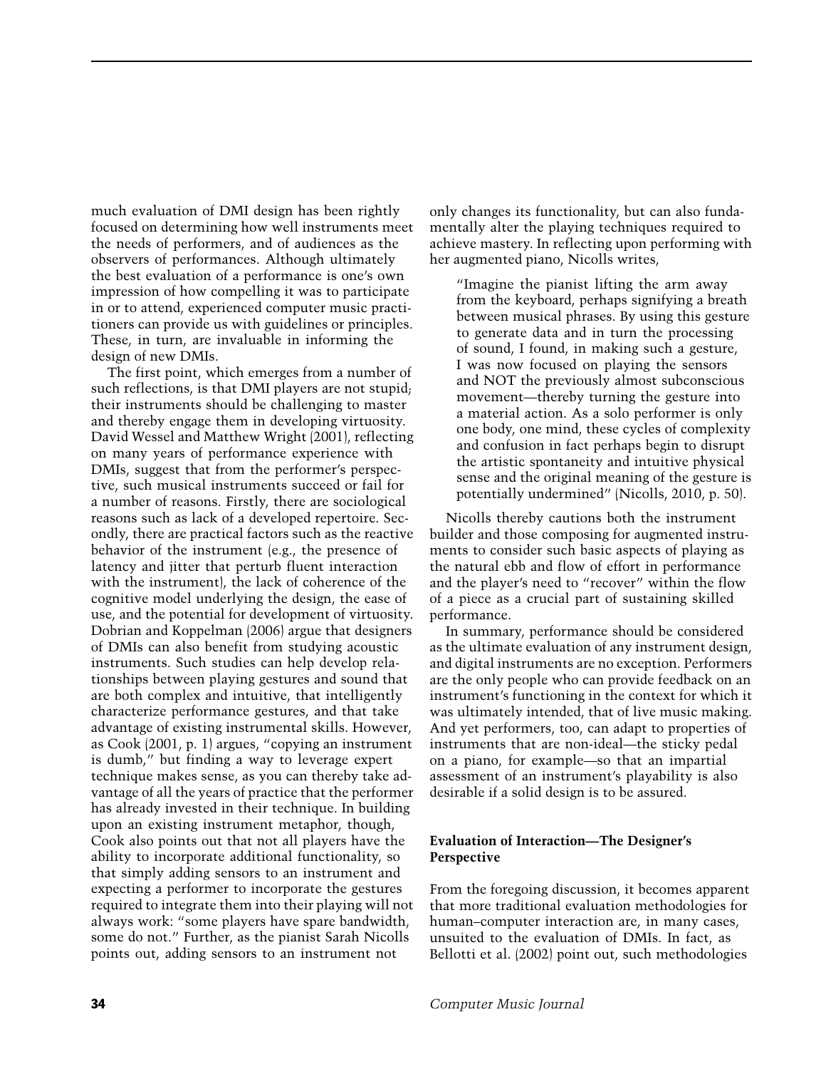much evaluation of DMI design has been rightly focused on determining how well instruments meet the needs of performers, and of audiences as the observers of performances. Although ultimately the best evaluation of a performance is one's own impression of how compelling it was to participate in or to attend, experienced computer music practitioners can provide us with guidelines or principles. These, in turn, are invaluable in informing the design of new DMIs.

The first point, which emerges from a number of such reflections, is that DMI players are not stupid; their instruments should be challenging to master and thereby engage them in developing virtuosity. David Wessel and Matthew Wright (2001), reflecting on many years of performance experience with DMIs, suggest that from the performer's perspective, such musical instruments succeed or fail for a number of reasons. Firstly, there are sociological reasons such as lack of a developed repertoire. Secondly, there are practical factors such as the reactive behavior of the instrument (e.g., the presence of latency and jitter that perturb fluent interaction with the instrument), the lack of coherence of the cognitive model underlying the design, the ease of use, and the potential for development of virtuosity. Dobrian and Koppelman (2006) argue that designers of DMIs can also benefit from studying acoustic instruments. Such studies can help develop relationships between playing gestures and sound that are both complex and intuitive, that intelligently characterize performance gestures, and that take advantage of existing instrumental skills. However, as Cook (2001, p. 1) argues, "copying an instrument is dumb," but finding a way to leverage expert technique makes sense, as you can thereby take advantage of all the years of practice that the performer has already invested in their technique. In building upon an existing instrument metaphor, though, Cook also points out that not all players have the ability to incorporate additional functionality, so that simply adding sensors to an instrument and expecting a performer to incorporate the gestures required to integrate them into their playing will not always work: "some players have spare bandwidth, some do not." Further, as the pianist Sarah Nicolls points out, adding sensors to an instrument not only changes its functionality, but can also fundamentally alter the playing techniques required to achieve mastery. In reflecting upon performing with her augmented piano, Nicolls writes,

> "Imagine the pianist lifting the arm away from the keyboard, perhaps signifying a breath between musical phrases. By using this gesture to generate data and in turn the processing of sound, I found, in making such a gesture, I was now focused on playing the sensors and NOT the previously almost subconscious movement—thereby turning the gesture into a material action. As a solo performer is only one body, one mind, these cycles of complexity and confusion in fact perhaps begin to disrupt the artistic spontaneity and intuitive physical sense and the original meaning of the gesture is potentially undermined" (Nicolls, 2010, p. 50).

Nicolls thereby cautions both the instrument builder and those composing for augmented instruments to consider such basic aspects of playing as the natural ebb and flow of effort in performance and the player's need to "recover" within the flow of a piece as a crucial part of sustaining skilled performance.

In summary, performance should be considered as the ultimate evaluation of any instrument design, and digital instruments are no exception. Performers are the only people who can provide feedback on an instrument's functioning in the context for which it was ultimately intended, that of live music making. And yet performers, too, can adapt to properties of instruments that are non-ideal—the sticky pedal on a piano, for example—so that an impartial assessment of an instrument's playability is also desirable if a solid design is to be assured.

### Evaluation of Interaction—The Designer's Perspective

From the foregoing discussion, it becomes apparent that more traditional evaluation methodologies for human–computer interaction are, in many cases, unsuited to the evaluation of DMIs. In fact, as Bellotti et al. (2002) point out, such methodologies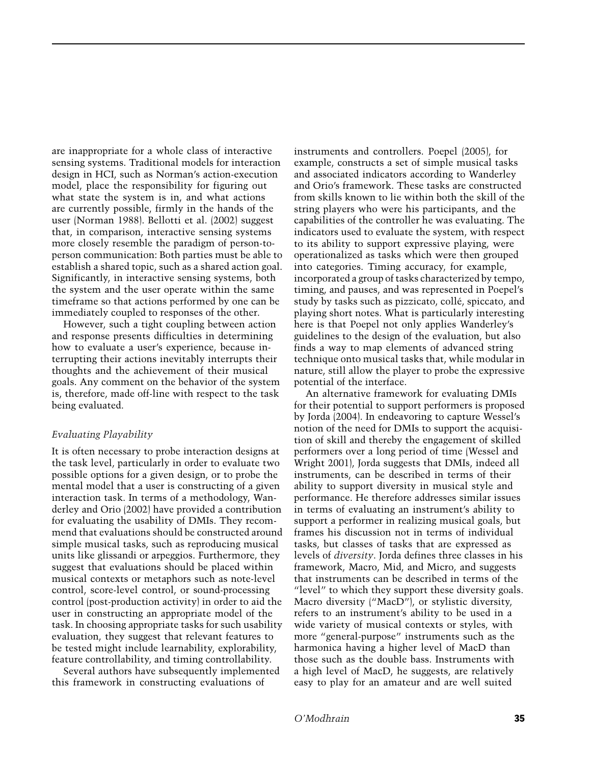are inappropriate for a whole class of interactive sensing systems. Traditional models for interaction design in HCI, such as Norman's action-execution model, place the responsibility for figuring out what state the system is in, and what actions are currently possible, firmly in the hands of the user (Norman 1988). Bellotti et al. (2002) suggest that, in comparison, interactive sensing systems more closely resemble the paradigm of person-to-person communication: Both parties must be able to establish a shared topic, such as a shared action goal. Significantly, in interactive sensing systems, both the system and the user operate within the same timeframe so that actions performed by one can be immediately coupled to responses of the other.

However, such a tight coupling between action and response presents difficulties in determining how to evaluate a user's experience, because interrupting their actions inevitably interrupts their thoughts and the achievement of their musical goals. Any comment on the behavior of the system is, therefore, made off-line with respect to the task being evaluated.

### *Evaluating Playability*

It is often necessary to probe interaction designs at the task level, particularly in order to evaluate two possible options for a given design, or to probe the mental model that a user is constructing of a given interaction task. In terms of a methodology, Wanderley and Orio (2002) have provided a contribution for evaluating the usability of DMIs. They recommend that evaluations should be constructed around simple musical tasks, such as reproducing musical units like glissandi or arpeggios. Furthermore, they suggest that evaluations should be placed within musical contexts or metaphors such as note-level control, score-level control, or sound-processing control (post-production activity) in order to aid the user in constructing an appropriate model of the task. In choosing appropriate tasks for such usability evaluation, they suggest that relevant features to be tested might include learnability, explorability, feature controllability, and timing controllability.

Several authors have subsequently implemented this framework in constructing evaluations of instruments and controllers. Poepel (2005), for example, constructs a set of simple musical tasks and associated indicators according to Wanderley and Orio's framework. These tasks are constructed from skills known to lie within both the skill of the string players who were his participants, and the capabilities of the controller he was evaluating. The indicators used to evaluate the system, with respect to its ability to support expressive playing, were operationalized as tasks which were then grouped into categories. Timing accuracy, for example, incorporated a group of tasks characterized by tempo, timing, and pauses, and was represented in Poepel's study by tasks such as pizzicato, collé, spiccato, and playing short notes. What is particularly interesting here is that Poepel not only applies Wanderley's guidelines to the design of the evaluation, but also finds a way to map elements of advanced string technique onto musical tasks that, while modular in nature, still allow the player to probe the expressive potential of the interface.

An alternative framework for evaluating DMIs for their potential to support performers is proposed by Jorda (2004). In endeavoring to capture Wessel's notion of the need for DMIs to support the acquisition of skill and thereby the engagement of skilled performers over a long period of time (Wessel and Wright 2001), Jorda suggests that DMIs, indeed all instruments, can be described in terms of their ability to support diversity in musical style and performance. He therefore addresses similar issues in terms of evaluating an instrument's ability to support a performer in realizing musical goals, but frames his discussion not in terms of individual tasks, but classes of tasks that are expressed as levels of *diversity*. Jorda defines three classes in his framework, Macro, Mid, and Micro, and suggests that instruments can be described in terms of the "level" to which they support these diversity goals. Macro diversity ("MacD"), or stylistic diversity, refers to an instrument's ability to be used in a wide variety of musical contexts or styles, with more "general-purpose" instruments such as the harmonica having a higher level of MacD than those such as the double bass. Instruments with a high level of MacD, he suggests, are relatively easy to play for an amateur and are well suited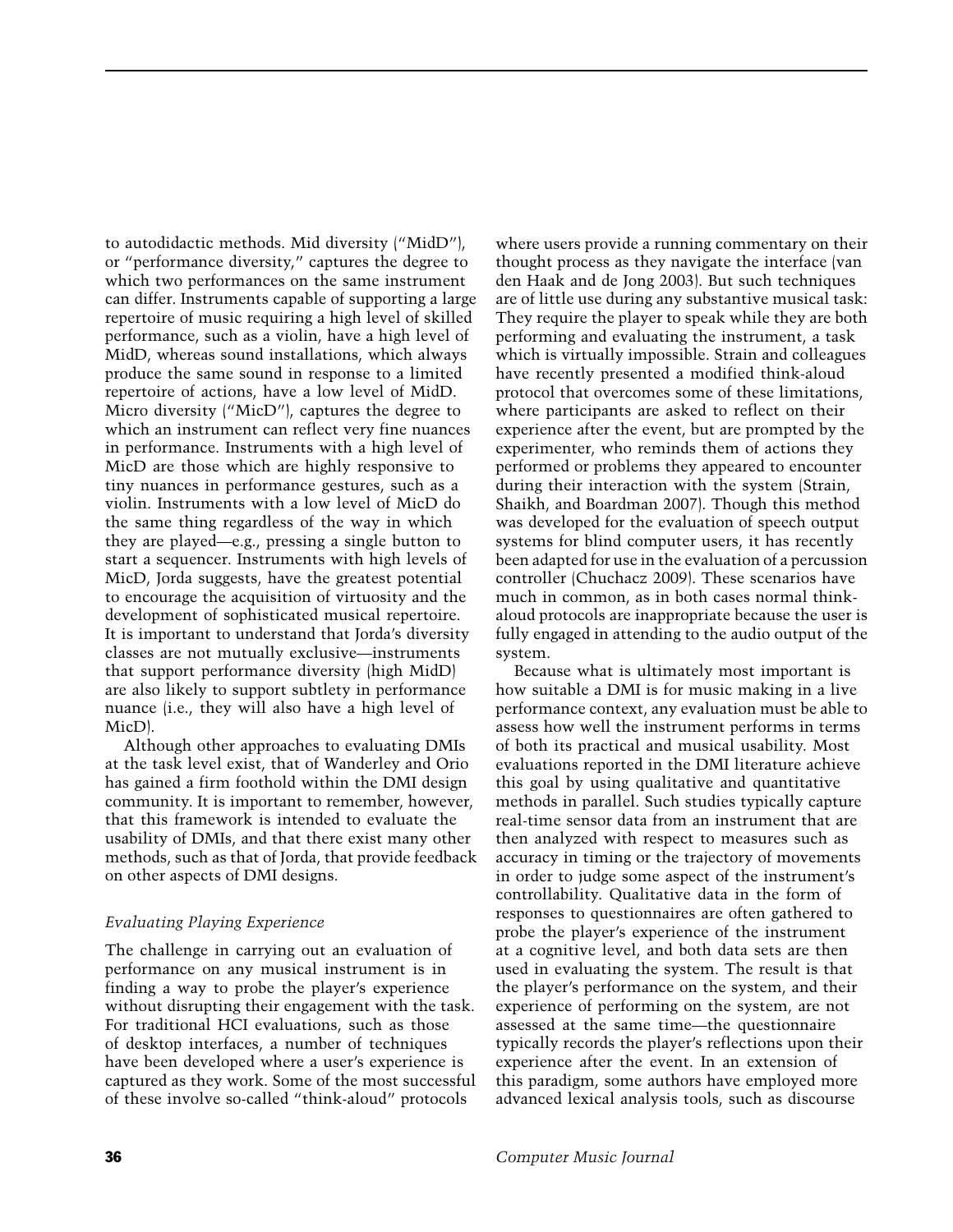to autodidactic methods. Mid diversity ("MidD"), or "performance diversity," captures the degree to which two performances on the same instrument can differ. Instruments capable of supporting a large repertoire of music requiring a high level of skilled performance, such as a violin, have a high level of MidD, whereas sound installations, which always produce the same sound in response to a limited repertoire of actions, have a low level of MidD. Micro diversity ("MicD"), captures the degree to which an instrument can reflect very fine nuances in performance. Instruments with a high level of MicD are those which are highly responsive to tiny nuances in performance gestures, such as a violin. Instruments with a low level of MicD do the same thing regardless of the way in which they are played—e.g., pressing a single button to start a sequencer. Instruments with high levels of MicD, Jorda suggests, have the greatest potential to encourage the acquisition of virtuosity and the development of sophisticated musical repertoire. It is important to understand that Jorda's diversity classes are not mutually exclusive—instruments that support performance diversity (high MidD) are also likely to support subtlety in performance nuance (i.e., they will also have a high level of MicD).

Although other approaches to evaluating DMIs at the task level exist, that of Wanderley and Orio has gained a firm foothold within the DMI design community. It is important to remember, however, that this framework is intended to evaluate the usability of DMIs, and that there exist many other methods, such as that of Jorda, that provide feedback on other aspects of DMI designs.

### *Evaluating Playing Experience*

The challenge in carrying out an evaluation of performance on any musical instrument is in finding a way to probe the player's experience without disrupting their engagement with the task. For traditional HCI evaluations, such as those of desktop interfaces, a number of techniques have been developed where a user's experience is captured as they work. Some of the most successful of these involve so-called "think-aloud" protocols where users provide a running commentary on their thought process as they navigate the interface (van den Haak and de Jong 2003). But such techniques are of little use during any substantive musical task: They require the player to speak while they are both performing and evaluating the instrument, a task which is virtually impossible. Strain and colleagues have recently presented a modified think-aloud protocol that overcomes some of these limitations, where participants are asked to reflect on their experience after the event, but are prompted by the experimenter, who reminds them of actions they performed or problems they appeared to encounter during their interaction with the system (Strain, Shaikh, and Boardman 2007). Though this method was developed for the evaluation of speech output systems for blind computer users, it has recently been adapted for use in the evaluation of a percussion controller (Chuchacz 2009). These scenarios have much in common, as in both cases normal think-aloud protocols are inappropriate because the user is fully engaged in attending to the audio output of the system.

Because what is ultimately most important is how suitable a DMI is for music making in a live performance context, any evaluation must be able to assess how well the instrument performs in terms of both its practical and musical usability. Most evaluations reported in the DMI literature achieve this goal by using qualitative and quantitative methods in parallel. Such studies typically capture real-time sensor data from an instrument that are then analyzed with respect to measures such as accuracy in timing or the trajectory of movements in order to judge some aspect of the instrument's controllability. Qualitative data in the form of responses to questionnaires are often gathered to probe the player's experience of the instrument at a cognitive level, and both data sets are then used in evaluating the system. The result is that the player's performance on the system, and their experience of performing on the system, are not assessed at the same time—the questionnaire typically records the player's reflections upon their experience after the event. In an extension of this paradigm, some authors have employed more advanced lexical analysis tools, such as discourse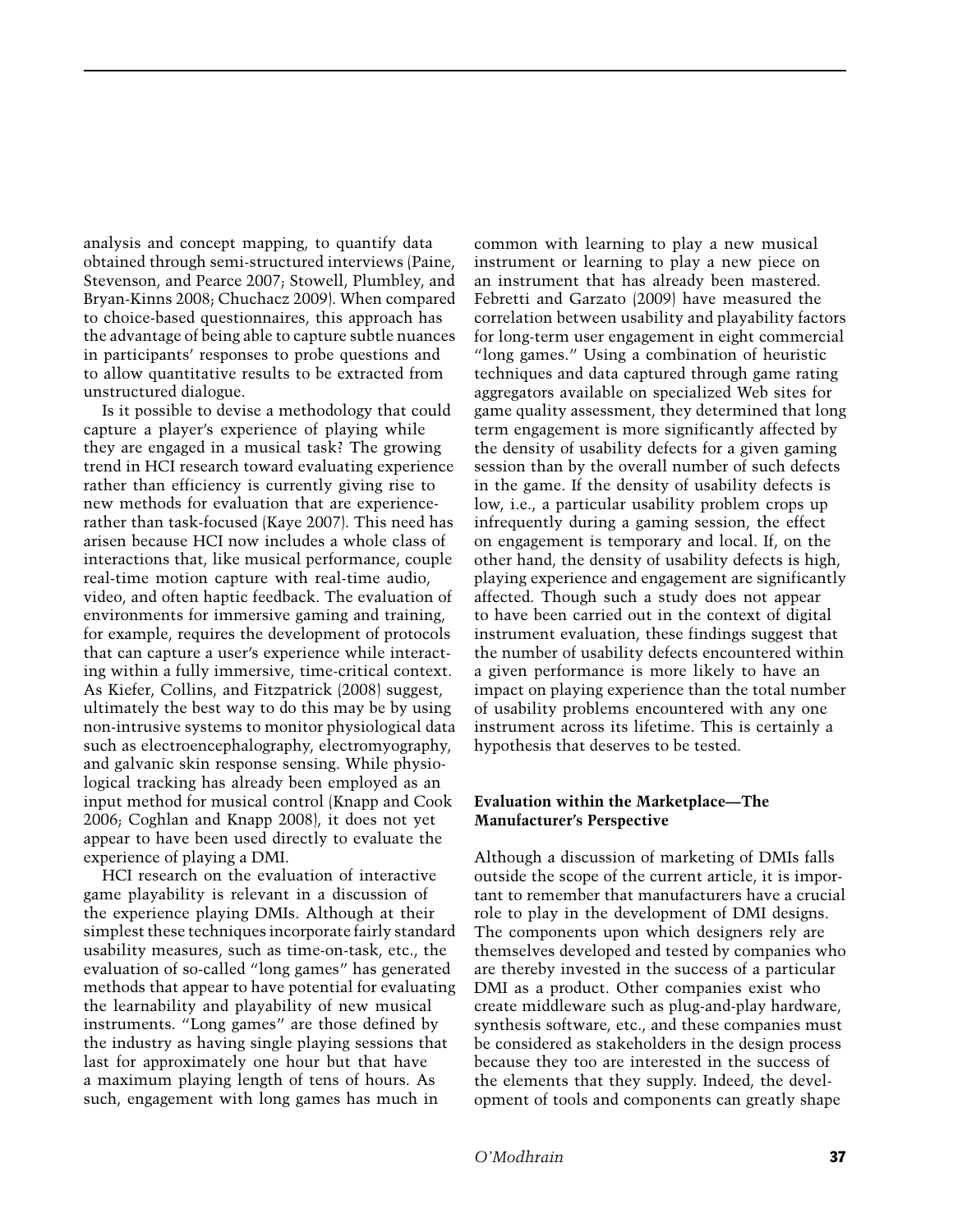analysis and concept mapping, to quantify data obtained through semi-structured interviews (Paine, Stevenson, and Pearce 2007; Stowell, Plumbley, and Bryan-Kinns 2008; Chuchacz 2009). When compared to choice-based questionnaires, this approach has the advantage of being able to capture subtle nuances in participants' responses to probe questions and to allow quantitative results to be extracted from unstructured dialogue.

Is it possible to devise a methodology that could capture a player's experience of playing while they are engaged in a musical task? The growing trend in HCI research toward evaluating experience rather than efficiency is currently giving rise to new methods for evaluation that are experience- rather than task-focused (Kaye 2007). This need has arisen because HCI now includes a whole class of interactions that, like musical performance, couple real-time motion capture with real-time audio, video, and often haptic feedback. The evaluation of environments for immersive gaming and training, for example, requires the development of protocols that can capture a user's experience while interacting within a fully immersive, time-critical context. As Kiefer, Collins, and Fitzpatrick (2008) suggest, ultimately the best way to do this may be by using non-intrusive systems to monitor physiological data such as electroencephalography, electromyography, and galvanic skin response sensing. While physiological tracking has already been employed as an input method for musical control (Knapp and Cook 2006; Coghlan and Knapp 2008), it does not yet appear to have been used directly to evaluate the experience of playing a DMI.

HCI research on the evaluation of interactive game playability is relevant in a discussion of the experience playing DMIs. Although at their simplest these techniques incorporate fairly standard usability measures, such as time-on-task, etc., the evaluation of so-called "long games" has generated methods that appear to have potential for evaluating the learnability and playability of new musical instruments. "Long games" are those defined by the industry as having single playing sessions that last for approximately one hour but that have a maximum playing length of tens of hours. As such, engagement with long games has much in common with learning to play a new musical instrument or learning to play a new piece on an instrument that has already been mastered. Febretti and Garzato (2009) have measured the correlation between usability and playability factors for long-term user engagement in eight commercial "long games." Using a combination of heuristic techniques and data captured through game rating aggregators available on specialized Web sites for game quality assessment, they determined that long term engagement is more significantly affected by the density of usability defects for a given gaming session than by the overall number of such defects in the game. If the density of usability defects is low, i.e., a particular usability problem crops up infrequently during a gaming session, the effect on engagement is temporary and local. If, on the other hand, the density of usability defects is high, playing experience and engagement are significantly affected. Though such a study does not appear to have been carried out in the context of digital instrument evaluation, these findings suggest that the number of usability defects encountered within a given performance is more likely to have an impact on playing experience than the total number of usability problems encountered with any one instrument across its lifetime. This is certainly a hypothesis that deserves to be tested.

## Evaluation within the Marketplace—The Manufacturer's Perspective

Although a discussion of marketing of DMIs falls outside the scope of the current article, it is important to remember that manufacturers have a crucial role to play in the development of DMI designs. The components upon which designers rely are themselves developed and tested by companies who are thereby invested in the success of a particular DMI as a product. Other companies exist who create middleware such as plug-and-play hardware, synthesis software, etc., and these companies must be considered as stakeholders in the design process because they too are interested in the success of the elements that they supply. Indeed, the development of tools and components can greatly shape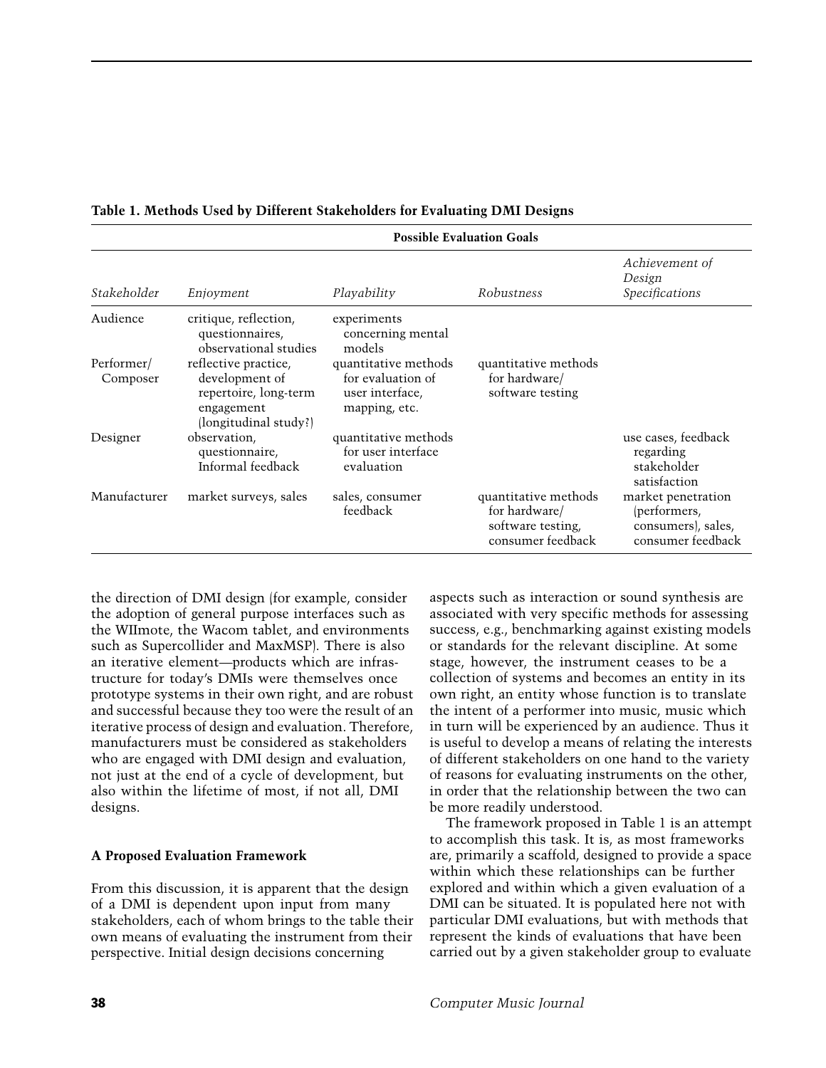**Table 1. Methods Used by Different Stakeholders for Evaluating DMI Designs**

| | Possible Evaluation Goals | | | |
|---|---|---|---|---|
| *Stakeholder* | *Enjoyment* | *Playability* | *Robustness* | *Achievement of Design Specifications* |
| Audience | critique, reflection, questionnaires, observational studies | experiments concerning mental models | | |
| Performer/ Composer | reflective practice, development of repertoire, long-term engagement (longitudinal study?) | quantitative methods for evaluation of user interface, mapping, etc. | quantitative methods for hardware/ software testing | |
| Designer | observation, questionnaire, Informal feedback | quantitative methods for user interface evaluation | | use cases, feedback regarding stakeholder satisfaction |
| Manufacturer | market surveys, sales | sales, consumer feedback | quantitative methods for hardware/ software testing, consumer feedback | market penetration (performers, consumers), sales, consumer feedback |

the direction of DMI design (for example, consider the adoption of general purpose interfaces such as the WIImote, the Wacom tablet, and environments such as Supercollider and MaxMSP). There is also an iterative element—products which are infrastructure for today's DMIs were themselves once prototype systems in their own right, and are robust and successful because they too were the result of an iterative process of design and evaluation. Therefore, manufacturers must be considered as stakeholders who are engaged with DMI design and evaluation, not just at the end of a cycle of development, but also within the lifetime of most, if not all, DMI designs.

### A Proposed Evaluation Framework

From this discussion, it is apparent that the design of a DMI is dependent upon input from many stakeholders, each of whom brings to the table their own means of evaluating the instrument from their perspective. Initial design decisions concerning aspects such as interaction or sound synthesis are associated with very specific methods for assessing success, e.g., benchmarking against existing models or standards for the relevant discipline. At some stage, however, the instrument ceases to be a collection of systems and becomes an entity in its own right, an entity whose function is to translate the intent of a performer into music, music which in turn will be experienced by an audience. Thus it is useful to develop a means of relating the interests of different stakeholders on one hand to the variety of reasons for evaluating instruments on the other, in order that the relationship between the two can be more readily understood.

The framework proposed in Table 1 is an attempt to accomplish this task. It is, as most frameworks are, primarily a scaffold, designed to provide a space within which these relationships can be further explored and within which a given evaluation of a DMI can be situated. It is populated here not with particular DMI evaluations, but with methods that represent the kinds of evaluations that have been carried out by a given stakeholder group to evaluate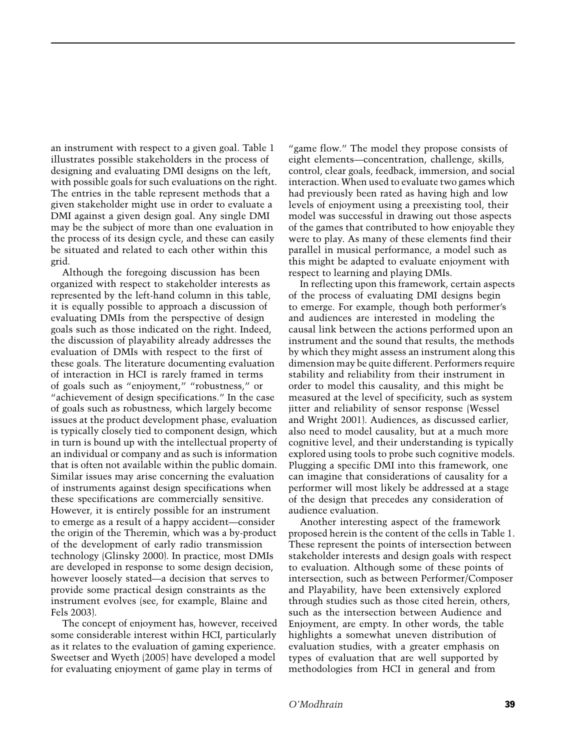an instrument with respect to a given goal. Table 1 illustrates possible stakeholders in the process of designing and evaluating DMI designs on the left, with possible goals for such evaluations on the right. The entries in the table represent methods that a given stakeholder might use in order to evaluate a DMI against a given design goal. Any single DMI may be the subject of more than one evaluation in the process of its design cycle, and these can easily be situated and related to each other within this grid.

Although the foregoing discussion has been organized with respect to stakeholder interests as represented by the left-hand column in this table, it is equally possible to approach a discussion of evaluating DMIs from the perspective of design goals such as those indicated on the right. Indeed, the discussion of playability already addresses the evaluation of DMIs with respect to the first of these goals. The literature documenting evaluation of interaction in HCI is rarely framed in terms of goals such as "enjoyment," "robustness," or "achievement of design specifications." In the case of goals such as robustness, which largely become issues at the product development phase, evaluation is typically closely tied to component design, which in turn is bound up with the intellectual property of an individual or company and as such is information that is often not available within the public domain. Similar issues may arise concerning the evaluation of instruments against design specifications when these specifications are commercially sensitive. However, it is entirely possible for an instrument to emerge as a result of a happy accident—consider the origin of the Theremin, which was a by-product of the development of early radio transmission technology (Glinsky 2000). In practice, most DMIs are developed in response to some design decision, however loosely stated—a decision that serves to provide some practical design constraints as the instrument evolves (see, for example, Blaine and Fels 2003).

The concept of enjoyment has, however, received some considerable interest within HCI, particularly as it relates to the evaluation of gaming experience. Sweetser and Wyeth (2005) have developed a model for evaluating enjoyment of game play in terms of "game flow." The model they propose consists of eight elements—concentration, challenge, skills, control, clear goals, feedback, immersion, and social interaction. When used to evaluate two games which had previously been rated as having high and low levels of enjoyment using a preexisting tool, their model was successful in drawing out those aspects of the games that contributed to how enjoyable they were to play. As many of these elements find their parallel in musical performance, a model such as this might be adapted to evaluate enjoyment with respect to learning and playing DMIs.

In reflecting upon this framework, certain aspects of the process of evaluating DMI designs begin to emerge. For example, though both performer's and audiences are interested in modeling the causal link between the actions performed upon an instrument and the sound that results, the methods by which they might assess an instrument along this dimension may be quite different. Performers require stability and reliability from their instrument in order to model this causality, and this might be measured at the level of specificity, such as system jitter and reliability of sensor response (Wessel and Wright 2001). Audiences, as discussed earlier, also need to model causality, but at a much more cognitive level, and their understanding is typically explored using tools to probe such cognitive models. Plugging a specific DMI into this framework, one can imagine that considerations of causality for a performer will most likely be addressed at a stage of the design that precedes any consideration of audience evaluation.

Another interesting aspect of the framework proposed herein is the content of the cells in Table 1. These represent the points of intersection between stakeholder interests and design goals with respect to evaluation. Although some of these points of intersection, such as between Performer/Composer and Playability, have been extensively explored through studies such as those cited herein, others, such as the intersection between Audience and Enjoyment, are empty. In other words, the table highlights a somewhat uneven distribution of evaluation studies, with a greater emphasis on types of evaluation that are well supported by methodologies from HCI in general and from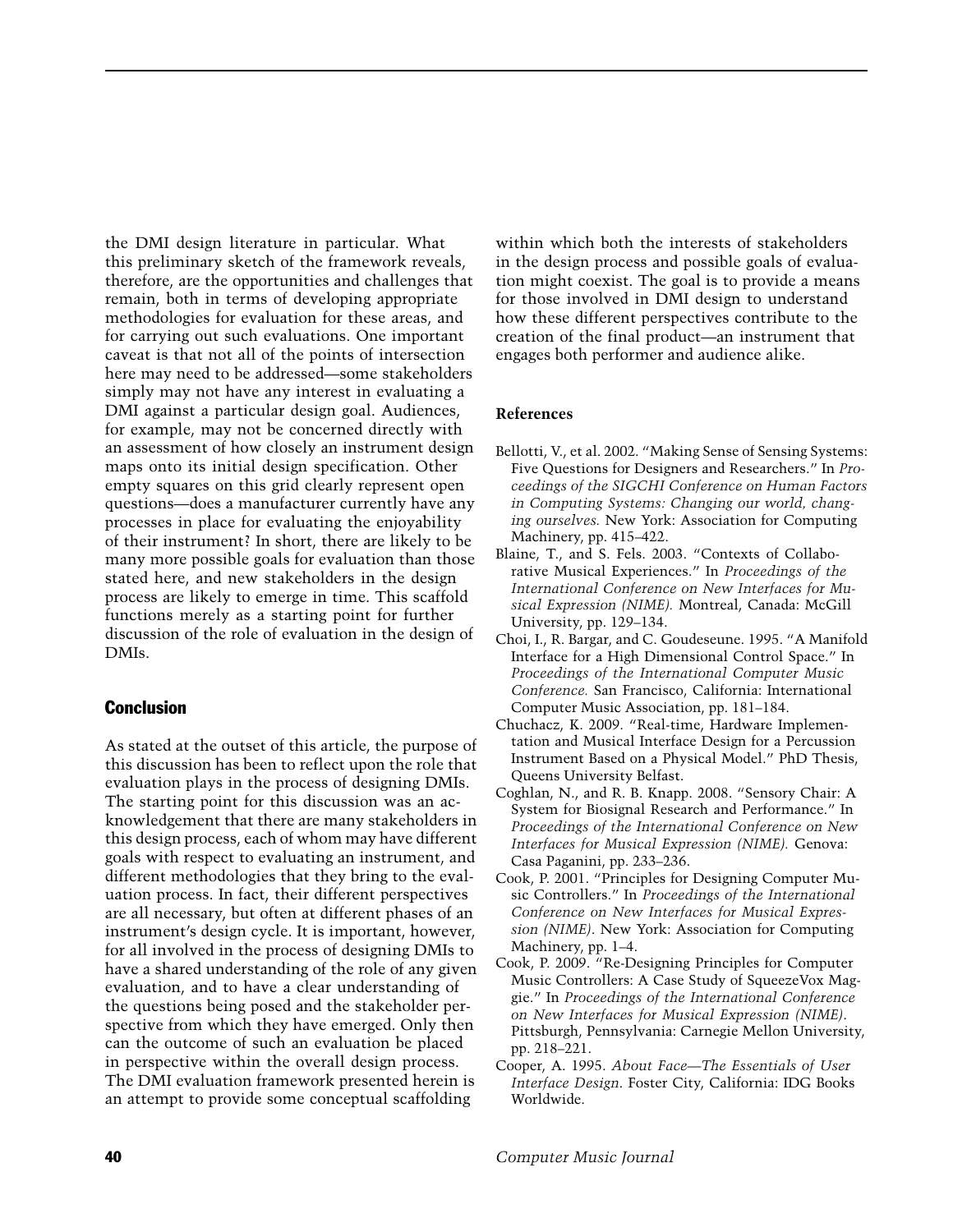the DMI design literature in particular. What this preliminary sketch of the framework reveals, therefore, are the opportunities and challenges that remain, both in terms of developing appropriate methodologies for evaluation for these areas, and for carrying out such evaluations. One important caveat is that not all of the points of intersection here may need to be addressed—some stakeholders simply may not have any interest in evaluating a DMI against a particular design goal. Audiences, for example, may not be concerned directly with an assessment of how closely an instrument design maps onto its initial design specification. Other empty squares on this grid clearly represent open questions—does a manufacturer currently have any processes in place for evaluating the enjoyability of their instrument? In short, there are likely to be many more possible goals for evaluation than those stated here, and new stakeholders in the design process are likely to emerge in time. This scaffold functions merely as a starting point for further discussion of the role of evaluation in the design of DMIs.

## Conclusion

As stated at the outset of this article, the purpose of this discussion has been to reflect upon the role that evaluation plays in the process of designing DMIs. The starting point for this discussion was an acknowledgement that there are many stakeholders in this design process, each of whom may have different goals with respect to evaluating an instrument, and different methodologies that they bring to the evaluation process. In fact, their different perspectives are all necessary, but often at different phases of an instrument's design cycle. It is important, however, for all involved in the process of designing DMIs to have a shared understanding of the role of any given evaluation, and to have a clear understanding of the questions being posed and the stakeholder perspective from which they have emerged. Only then can the outcome of such an evaluation be placed in perspective within the overall design process. The DMI evaluation framework presented herein is an attempt to provide some conceptual scaffolding within which both the interests of stakeholders in the design process and possible goals of evaluation might coexist. The goal is to provide a means for those involved in DMI design to understand how these different perspectives contribute to the creation of the final product—an instrument that engages both performer and audience alike.

### References

Bellotti, V., et al. 2002. "Making Sense of Sensing Systems: Five Questions for Designers and Researchers." In *Proceedings of the SIGCHI Conference on Human Factors in Computing Systems: Changing our world, changing ourselves.* New York: Association for Computing Machinery, pp. 415–422.

Blaine, T., and S. Fels. 2003. "Contexts of Collaborative Musical Experiences." In *Proceedings of the International Conference on New Interfaces for Musical Expression (NIME).* Montreal, Canada: McGill University, pp. 129–134.

Choi, I., R. Bargar, and C. Goudeseune. 1995. "A Manifold Interface for a High Dimensional Control Space." In *Proceedings of the International Computer Music Conference.* San Francisco, California: International Computer Music Association, pp. 181–184.

Chuchacz, K. 2009. "Real-time, Hardware Implementation and Musical Interface Design for a Percussion Instrument Based on a Physical Model." PhD Thesis, Queens University Belfast.

Coghlan, N., and R. B. Knapp. 2008. "Sensory Chair: A System for Biosignal Research and Performance." In *Proceedings of the International Conference on New Interfaces for Musical Expression (NIME).* Genova: Casa Paganini, pp. 233–236.

Cook, P. 2001. "Principles for Designing Computer Music Controllers." In *Proceedings of the International Conference on New Interfaces for Musical Expression (NIME)*. New York: Association for Computing Machinery, pp. 1–4.

Cook, P. 2009. "Re-Designing Principles for Computer Music Controllers: A Case Study of SqueezeVox Maggie." In *Proceedings of the International Conference on New Interfaces for Musical Expression (NIME)*. Pittsburgh, Pennsylvania: Carnegie Mellon University, pp. 218–221.

Cooper, A. 1995. *About Face—The Essentials of User Interface Design.* Foster City, California: IDG Books Worldwide.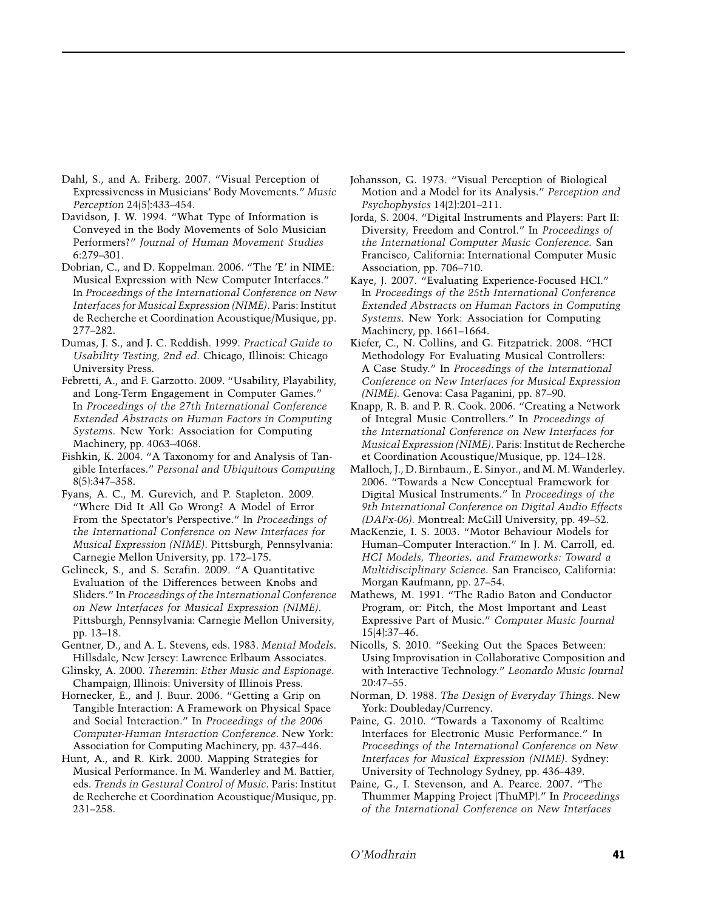Dahl, S., and A. Friberg. 2007. "Visual Perception of Expressiveness in Musicians' Body Movements." *Music Perception* 24(5):433–454.

Davidson, J. W. 1994. "What Type of Information is Conveyed in the Body Movements of Solo Musician Performers?" *Journal of Human Movement Studies* 6:279–301.

Dobrian, C., and D. Koppelman. 2006. "The 'E' in NIME: Musical Expression with New Computer Interfaces." In *Proceedings of the International Conference on New Interfaces for Musical Expression (NIME)*. Paris: Institut de Recherche et Coordination Acoustique/Musique, pp. 277–282.

Dumas, J. S., and J. C. Reddish. 1999. *Practical Guide to Usability Testing, 2nd ed*. Chicago, Illinois: Chicago University Press.

Febretti, A., and F. Garzotto. 2009. "Usability, Playability, and Long-Term Engagement in Computer Games." In *Proceedings of the 27th International Conference Extended Abstracts on Human Factors in Computing Systems*. New York: Association for Computing Machinery, pp. 4063–4068.

Fishkin, K. 2004. "A Taxonomy for and Analysis of Tangible Interfaces." *Personal and Ubiquitous Computing* 8(5):347–358.

Fyans, A. C., M. Gurevich, and P. Stapleton. 2009. "Where Did It All Go Wrong? A Model of Error From the Spectator's Perspective." In *Proceedings of the International Conference on New Interfaces for Musical Expression (NIME)*. Pittsburgh, Pennsylvania: Carnegie Mellon University, pp. 172–175.

Gelineck, S., and S. Serafin. 2009. "A Quantitative Evaluation of the Differences between Knobs and Sliders." In *Proceedings of the International Conference on New Interfaces for Musical Expression (NIME)*. Pittsburgh, Pennsylvania: Carnegie Mellon University, pp. 13–18.

Gentner, D., and A. L. Stevens, eds. 1983. *Mental Models*. Hillsdale, New Jersey: Lawrence Erlbaum Associates.

Glinsky, A. 2000. *Theremin: Ether Music and Espionage*. Champaign, Illinois: University of Illinois Press.

Hornecker, E., and J. Buur. 2006. "Getting a Grip on Tangible Interaction: A Framework on Physical Space and Social Interaction." In *Proceedings of the 2006 Computer-Human Interaction Conference*. New York: Association for Computing Machinery, pp. 437–446.

Hunt, A., and R. Kirk. 2000. Mapping Strategies for Musical Performance. In M. Wanderley and M. Battier, eds. *Trends in Gestural Control of Music*. Paris: Institut de Recherche et Coordination Acoustique/Musique, pp. 231–258.

Johansson, G. 1973. "Visual Perception of Biological Motion and a Model for its Analysis." *Perception and Psychophysics* 14(2):201–211.

Jorda, S. 2004. "Digital Instruments and Players: Part II: Diversity, Freedom and Control." In *Proceedings of the International Computer Music Conference.* San Francisco, California: International Computer Music Association, pp. 706–710.

Kaye, J. 2007. "Evaluating Experience-Focused HCI." In *Proceedings of the 25th International Conference Extended Abstracts on Human Factors in Computing Systems*. New York: Association for Computing Machinery, pp. 1661–1664.

Kiefer, C., N. Collins, and G. Fitzpatrick. 2008. "HCI Methodology For Evaluating Musical Controllers: A Case Study." In *Proceedings of the International Conference on New Interfaces for Musical Expression (NIME).* Genova: Casa Paganini, pp. 87–90.

Knapp, R. B. and P. R. Cook. 2006. "Creating a Network of Integral Music Controllers." In *Proceedings of the International Conference on New Interfaces for Musical Expression (NIME)*. Paris: Institut de Recherche et Coordination Acoustique/Musique, pp. 124–128.

Malloch, J., D. Birnbaum., E. Sinyor., and M. M. Wanderley. 2006. "Towards a New Conceptual Framework for Digital Musical Instruments." In *Proceedings of the 9th International Conference on Digital Audio Effects (DAFx-06).* Montreal: McGill University, pp. 49–52.

MacKenzie, I. S. 2003. "Motor Behaviour Models for Human–Computer Interaction." In J. M. Carroll, ed. *HCI Models, Theories, and Frameworks: Toward a Multidisciplinary Science*. San Francisco, California: Morgan Kaufmann, pp. 27–54.

Mathews, M. 1991. "The Radio Baton and Conductor Program, or: Pitch, the Most Important and Least Expressive Part of Music." *Computer Music Journal* 15(4):37–46.

Nicolls, S. 2010. "Seeking Out the Spaces Between: Using Improvisation in Collaborative Composition and with Interactive Technology." *Leonardo Music Journal* 20:47–55.

Norman, D. 1988. *The Design of Everyday Things*. New York: Doubleday/Currency.

Paine, G. 2010. "Towards a Taxonomy of Realtime Interfaces for Electronic Music Performance." In *Proceedings of the International Conference on New Interfaces for Musical Expression (NIME).* Sydney: University of Technology Sydney, pp. 436–439.

Paine, G., I. Stevenson, and A. Pearce. 2007. "The Thummer Mapping Project (ThuMP)." In *Proceedings of the International Conference on New Interfaces*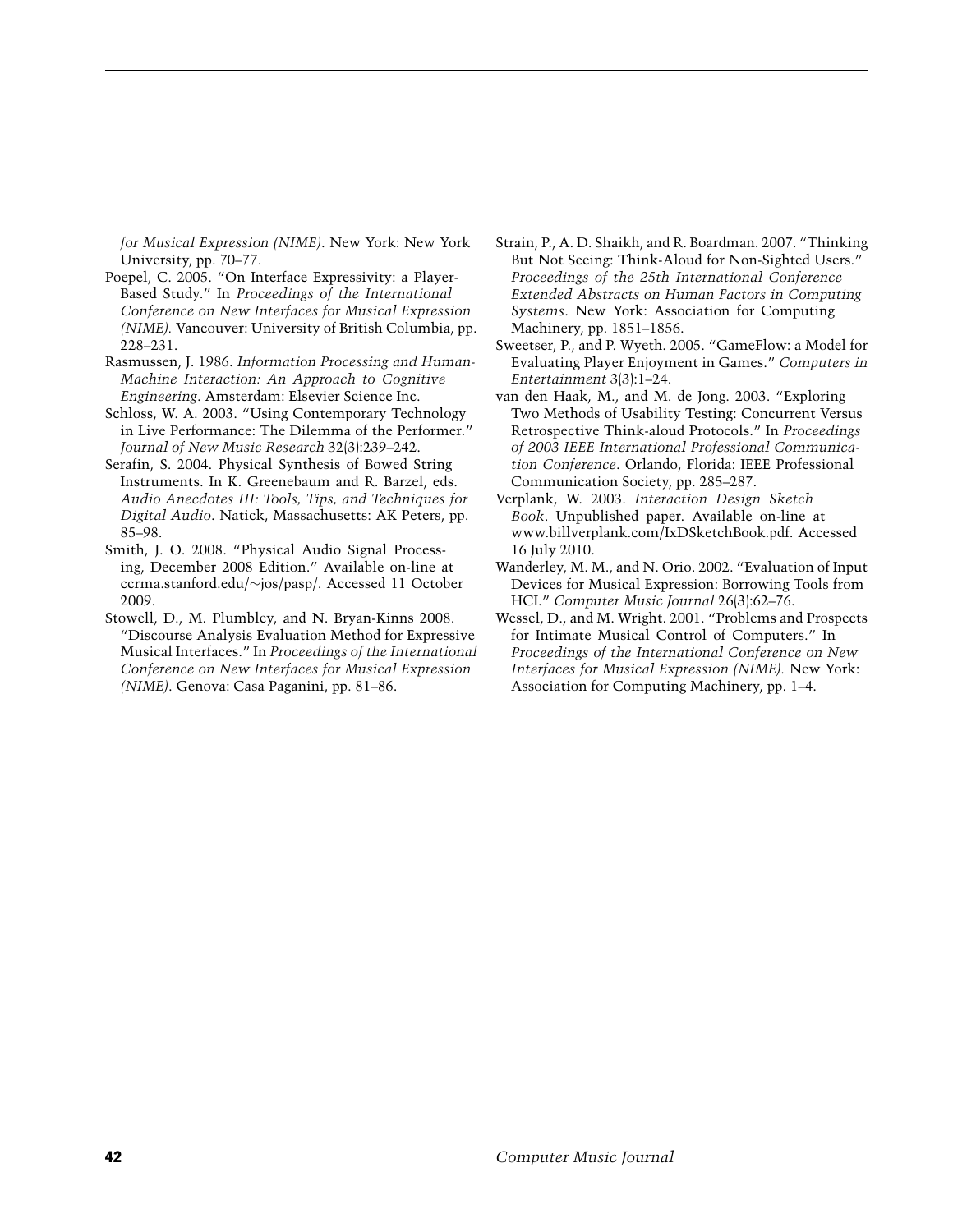*for Musical Expression (NIME)*. New York: New York University, pp. 70–77.

Poepel, C. 2005. "On Interface Expressivity: a Player-Based Study." In *Proceedings of the International Conference on New Interfaces for Musical Expression (NIME).* Vancouver: University of British Columbia, pp. 228–231.

Rasmussen, J. 1986. *Information Processing and Human-Machine Interaction: An Approach to Cognitive Engineering*. Amsterdam: Elsevier Science Inc.

Schloss, W. A. 2003. "Using Contemporary Technology in Live Performance: The Dilemma of the Performer." *Journal of New Music Research* 32(3):239–242.

Serafin, S. 2004. Physical Synthesis of Bowed String Instruments. In K. Greenebaum and R. Barzel, eds. *Audio Anecdotes III: Tools, Tips, and Techniques for Digital Audio*. Natick, Massachusetts: AK Peters, pp. 85–98.

Smith, J. O. 2008. "Physical Audio Signal Processing, December 2008 Edition." Available on-line at ccrma.stanford.edu/~jos/pasp/. Accessed 11 October 2009.

Stowell, D., M. Plumbley, and N. Bryan-Kinns 2008. "Discourse Analysis Evaluation Method for Expressive Musical Interfaces." In *Proceedings of the International Conference on New Interfaces for Musical Expression (NIME)*. Genova: Casa Paganini, pp. 81–86.

Strain, P., A. D. Shaikh, and R. Boardman. 2007. "Thinking But Not Seeing: Think-Aloud for Non-Sighted Users." *Proceedings of the 25th International Conference Extended Abstracts on Human Factors in Computing Systems*. New York: Association for Computing Machinery, pp. 1851–1856.

Sweetser, P., and P. Wyeth. 2005. "GameFlow: a Model for Evaluating Player Enjoyment in Games." *Computers in Entertainment* 3(3):1–24.

van den Haak, M., and M. de Jong. 2003. "Exploring Two Methods of Usability Testing: Concurrent Versus Retrospective Think-aloud Protocols." In *Proceedings of 2003 IEEE International Professional Communication Conference*. Orlando, Florida: IEEE Professional Communication Society, pp. 285–287.

Verplank, W. 2003. *Interaction Design Sketch Book*. Unpublished paper. Available on-line at www.billverplank.com/IxDSketchBook.pdf. Accessed 16 July 2010.

Wanderley, M. M., and N. Orio. 2002. "Evaluation of Input Devices for Musical Expression: Borrowing Tools from HCI." *Computer Music Journal* 26(3):62–76.

Wessel, D., and M. Wright. 2001. "Problems and Prospects for Intimate Musical Control of Computers." In *Proceedings of the International Conference on New Interfaces for Musical Expression (NIME).* New York: Association for Computing Machinery, pp. 1–4.